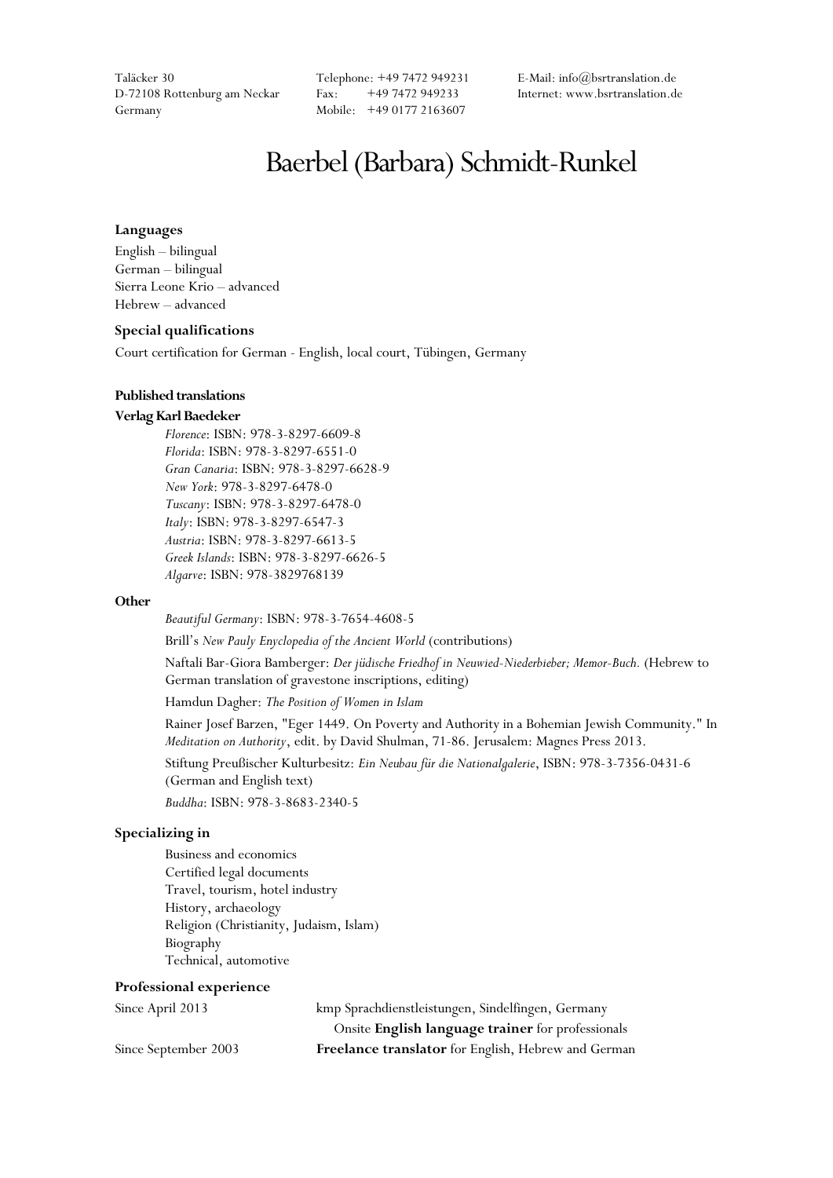Taläcker 30
D-72108 Rottenburg am Neckar
Germany

Telephone: +49 7472 949231
Fax: +49 7472 949233
Mobile: +49 0177 2163607

E-Mail: info@bsrtranslation.de
Internet: www.bsrtranslation.de

# Baerbel (Barbara) Schmidt-Runkel

### Languages

English – bilingual
German – bilingual
Sierra Leone Krio – advanced
Hebrew – advanced

### Special qualifications

Court certification for German - English, local court, Tübingen, Germany

### Published translations

**Verlag Karl Baedeker**

- *Florence*: ISBN: 978-3-8297-6609-8
- *Florida*: ISBN: 978-3-8297-6551-0
- *Gran Canaria*: ISBN: 978-3-8297-6628-9
- *New York*: 978-3-8297-6478-0
- *Tuscany*: ISBN: 978-3-8297-6478-0
- *Italy*: ISBN: 978-3-8297-6547-3
- *Austria*: ISBN: 978-3-8297-6613-5
- *Greek Islands*: ISBN: 978-3-8297-6626-5
- *Algarve*: ISBN: 978-3829768139

**Other**

*Beautiful Germany*: ISBN: 978-3-7654-4608-5

Brill's *New Pauly Encyclopedia of the Ancient World* (contributions)

Naftali Bar-Giora Bamberger: *Der jüdische Friedhof in Neuwied-Niederbieber; Memor-Buch.* (Hebrew to German translation of gravestone inscriptions, editing)

Hamdun Dagher: *The Position of Women in Islam*

Rainer Josef Barzen, "Eger 1449. On Poverty and Authority in a Bohemian Jewish Community." In *Meditation on Authority*, edit. by David Shulman, 71-86. Jerusalem: Magnes Press 2013.

Stiftung Preußischer Kulturbesitz: *Ein Neubau für die Nationalgalerie*, ISBN: 978-3-7356-0431-6 (German and English text)

*Buddha*: ISBN: 978-3-8683-2340-5

### Specializing in

- Business and economics
- Certified legal documents
- Travel, tourism, hotel industry
- History, archaeology
- Religion (Christianity, Judaism, Islam)
- Biography
- Technical, automotive

### Professional experience

| | |
|---|---|
| Since April 2013 | kmp Sprachdienstleistungen, Sindelfingen, Germany<br>Onsite **English language trainer** for professionals |
| Since September 2003 | **Freelance translator** for English, Hebrew and German |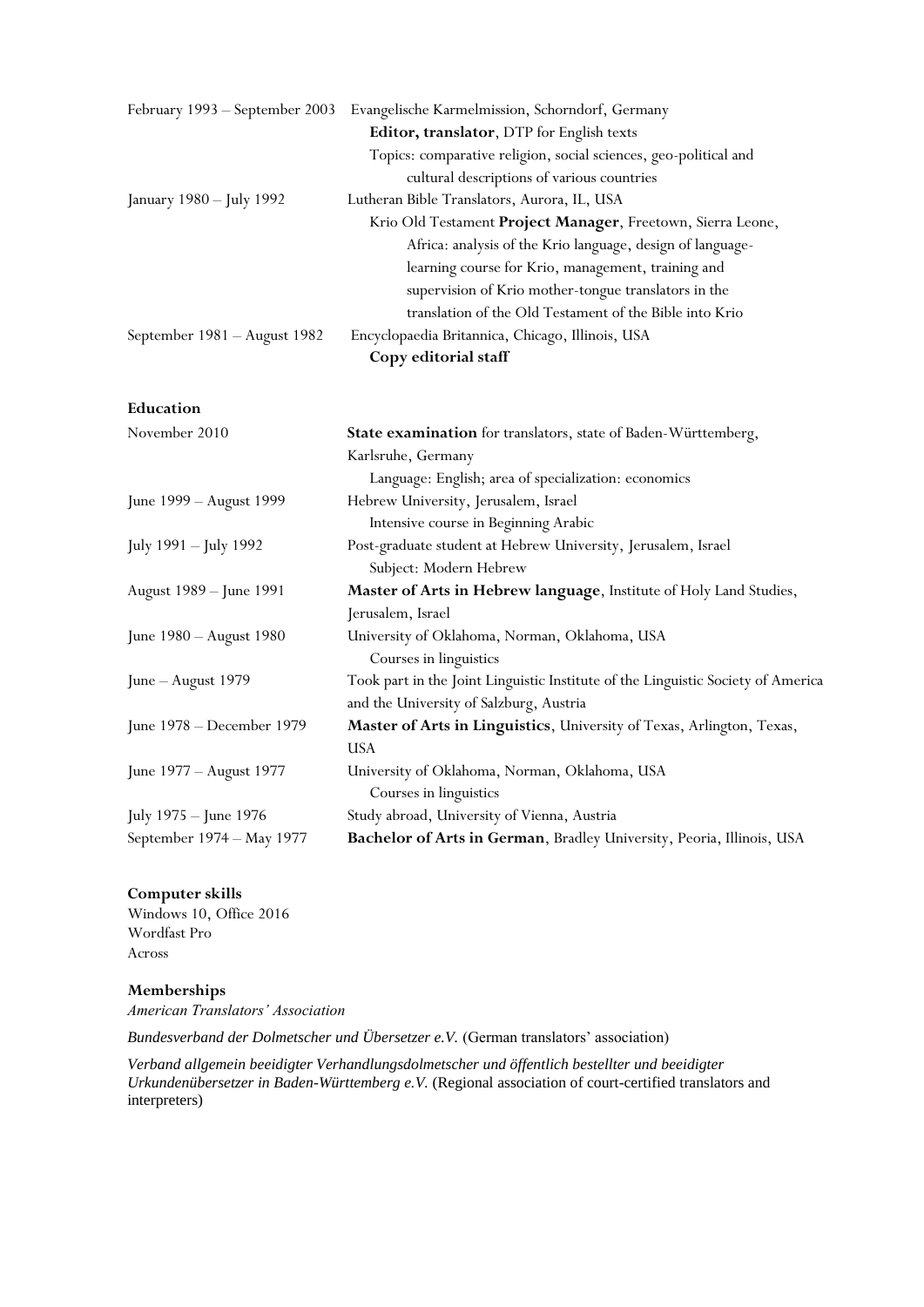| | |
|---|---|
| February 1993 – September 2003 | Evangelische Karmelmission, Schorndorf, Germany<br>**Editor, translator**, DTP for English texts<br>Topics: comparative religion, social sciences, geo-political and cultural descriptions of various countries |
| January 1980 – July 1992 | Lutheran Bible Translators, Aurora, IL, USA<br>Krio Old Testament **Project Manager**, Freetown, Sierra Leone, Africa: analysis of the Krio language, design of language-learning course for Krio, management, training and supervision of Krio mother-tongue translators in the translation of the Old Testament of the Bible into Krio |
| September 1981 – August 1982 | Encyclopaedia Britannica, Chicago, Illinois, USA<br>**Copy editorial staff** |

**Education**

| | |
|---|---|
| November 2010 | **State examination** for translators, state of Baden-Württemberg, Karlsruhe, Germany<br>Language: English; area of specialization: economics |
| June 1999 – August 1999 | Hebrew University, Jerusalem, Israel<br>Intensive course in Beginning Arabic |
| July 1991 – July 1992 | Post-graduate student at Hebrew University, Jerusalem, Israel<br>Subject: Modern Hebrew |
| August 1989 – June 1991 | **Master of Arts in Hebrew language**, Institute of Holy Land Studies, Jerusalem, Israel |
| June 1980 – August 1980 | University of Oklahoma, Norman, Oklahoma, USA<br>Courses in linguistics |
| June – August 1979 | Took part in the Joint Linguistic Institute of the Linguistic Society of America and the University of Salzburg, Austria |
| June 1978 – December 1979 | **Master of Arts in Linguistics**, University of Texas, Arlington, Texas, USA |
| June 1977 – August 1977 | University of Oklahoma, Norman, Oklahoma, USA<br>Courses in linguistics |
| July 1975 – June 1976 | Study abroad, University of Vienna, Austria |
| September 1974 – May 1977 | **Bachelor of Arts in German**, Bradley University, Peoria, Illinois, USA |

**Computer skills**

Windows 10, Office 2016
Wordfast Pro
Across

**Memberships**

*American Translators' Association*

*Bundesverband der Dolmetscher und Übersetzer e.V.* (German translators' association)

*Verband allgemein beeidigter Verhandlungsdolmetscher und öffentlich bestellter und beeidigter Urkundenübersetzer in Baden-Württemberg e.V.* (Regional association of court-certified translators and interpreters)